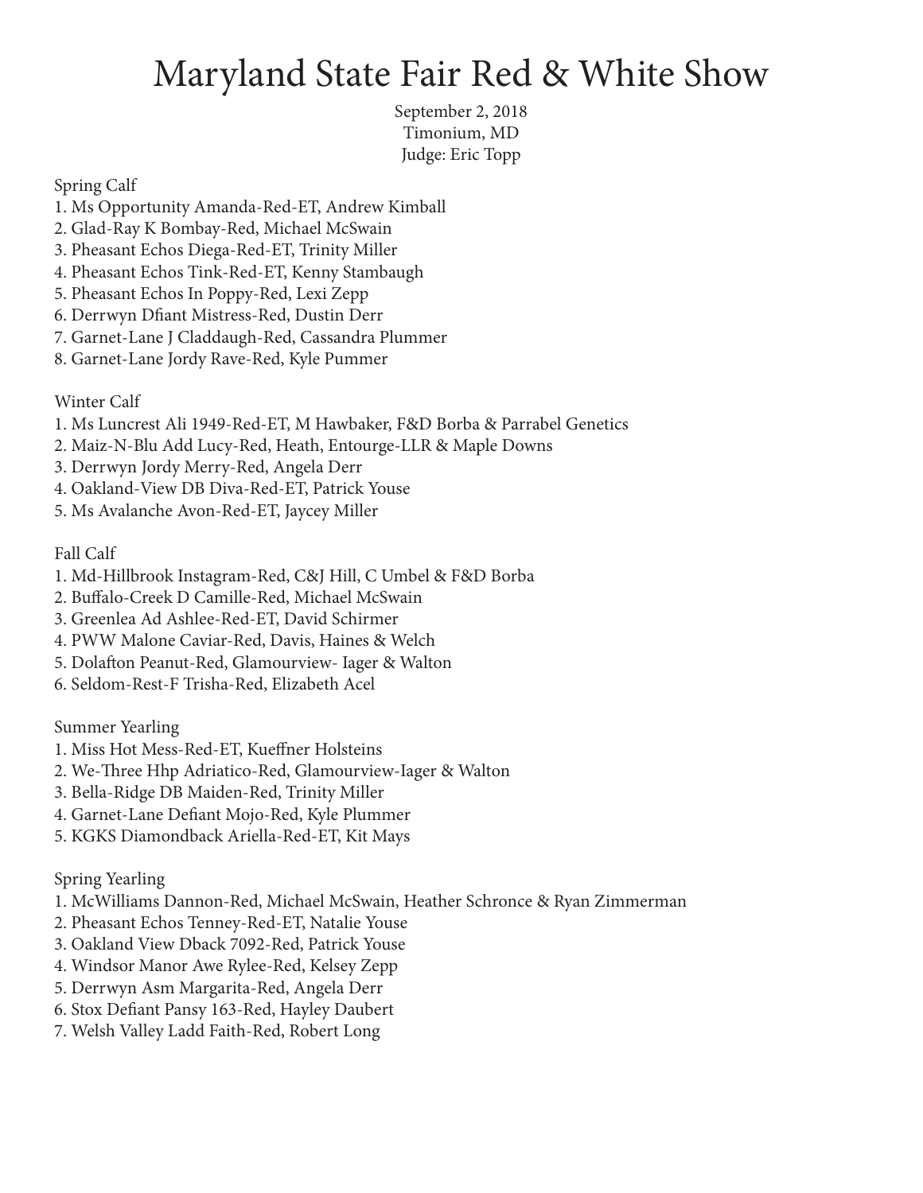# Maryland State Fair Red & White Show

September 2, 2018
Timonium, MD
Judge: Eric Topp

Spring Calf
1. Ms Opportunity Amanda-Red-ET, Andrew Kimball
2. Glad-Ray K Bombay-Red, Michael McSwain
3. Pheasant Echos Diega-Red-ET, Trinity Miller
4. Pheasant Echos Tink-Red-ET, Kenny Stambaugh
5. Pheasant Echos In Poppy-Red, Lexi Zepp
6. Derrwyn Dfiant Mistress-Red, Dustin Derr
7. Garnet-Lane J Claddaugh-Red, Cassandra Plummer
8. Garnet-Lane Jordy Rave-Red, Kyle Pummer

Winter Calf
1. Ms Luncrest Ali 1949-Red-ET, M Hawbaker, F&D Borba & Parrabel Genetics
2. Maiz-N-Blu Add Lucy-Red, Heath, Entourge-LLR & Maple Downs
3. Derrwyn Jordy Merry-Red, Angela Derr
4. Oakland-View DB Diva-Red-ET, Patrick Youse
5. Ms Avalanche Avon-Red-ET, Jaycey Miller

Fall Calf
1. Md-Hillbrook Instagram-Red, C&J Hill, C Umbel & F&D Borba
2. Buffalo-Creek D Camille-Red, Michael McSwain
3. Greenlea Ad Ashlee-Red-ET, David Schirmer
4. PWW Malone Caviar-Red, Davis, Haines & Welch
5. Dolafton Peanut-Red, Glamourview- Iager & Walton
6. Seldom-Rest-F Trisha-Red, Elizabeth Acel

Summer Yearling
1. Miss Hot Mess-Red-ET, Kueffner Holsteins
2. We-Three Hhp Adriatico-Red, Glamourview-Iager & Walton
3. Bella-Ridge DB Maiden-Red, Trinity Miller
4. Garnet-Lane Defiant Mojo-Red, Kyle Plummer
5. KGKS Diamondback Ariella-Red-ET, Kit Mays

Spring Yearling
1. McWilliams Dannon-Red, Michael McSwain, Heather Schronce & Ryan Zimmerman
2. Pheasant Echos Tenney-Red-ET, Natalie Youse
3. Oakland View Dback 7092-Red, Patrick Youse
4. Windsor Manor Awe Rylee-Red, Kelsey Zepp
5. Derrwyn Asm Margarita-Red, Angela Derr
6. Stox Defiant Pansy 163-Red, Hayley Daubert
7. Welsh Valley Ladd Faith-Red, Robert Long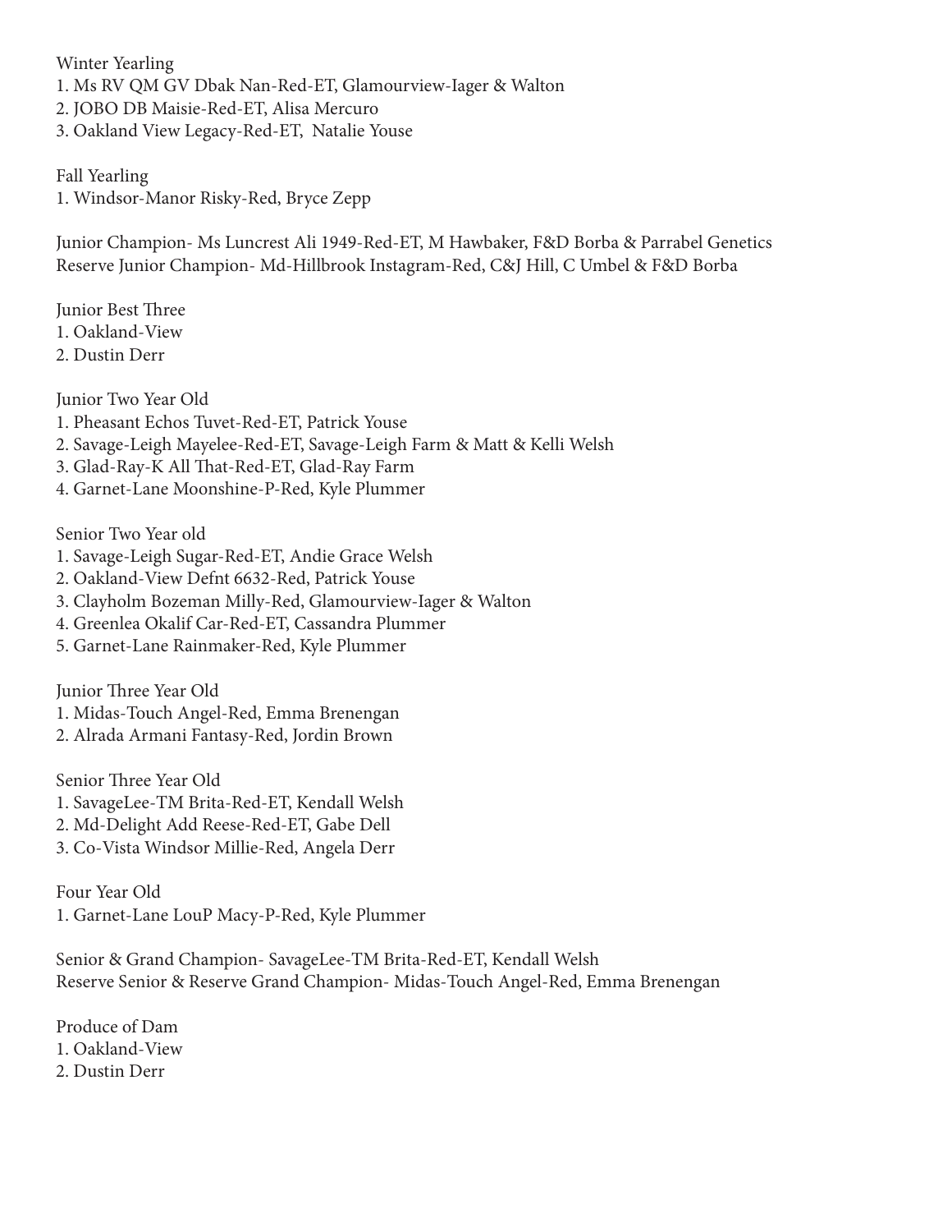Winter Yearling

1. Ms RV QM GV Dbak Nan-Red-ET, Glamourview-Iager & Walton
2. JOBO DB Maisie-Red-ET, Alisa Mercuro
3. Oakland View Legacy-Red-ET, Natalie Youse

Fall Yearling

1. Windsor-Manor Risky-Red, Bryce Zepp

Junior Champion- Ms Luncrest Ali 1949-Red-ET, M Hawbaker, F&D Borba & Parrabel Genetics
Reserve Junior Champion- Md-Hillbrook Instagram-Red, C&J Hill, C Umbel & F&D Borba

Junior Best Three

1. Oakland-View
2. Dustin Derr

Junior Two Year Old

1. Pheasant Echos Tuvet-Red-ET, Patrick Youse
2. Savage-Leigh Mayelee-Red-ET, Savage-Leigh Farm & Matt & Kelli Welsh
3. Glad-Ray-K All That-Red-ET, Glad-Ray Farm
4. Garnet-Lane Moonshine-P-Red, Kyle Plummer

Senior Two Year old

1. Savage-Leigh Sugar-Red-ET, Andie Grace Welsh
2. Oakland-View Defnt 6632-Red, Patrick Youse
3. Clayholm Bozeman Milly-Red, Glamourview-Iager & Walton
4. Greenlea Okalif Car-Red-ET, Cassandra Plummer
5. Garnet-Lane Rainmaker-Red, Kyle Plummer

Junior Three Year Old

1. Midas-Touch Angel-Red, Emma Brenengan
2. Alrada Armani Fantasy-Red, Jordin Brown

Senior Three Year Old

1. SavageLee-TM Brita-Red-ET, Kendall Welsh
2. Md-Delight Add Reese-Red-ET, Gabe Dell
3. Co-Vista Windsor Millie-Red, Angela Derr

Four Year Old

1. Garnet-Lane LouP Macy-P-Red, Kyle Plummer

Senior & Grand Champion- SavageLee-TM Brita-Red-ET, Kendall Welsh
Reserve Senior & Reserve Grand Champion- Midas-Touch Angel-Red, Emma Brenengan

Produce of Dam

1. Oakland-View
2. Dustin Derr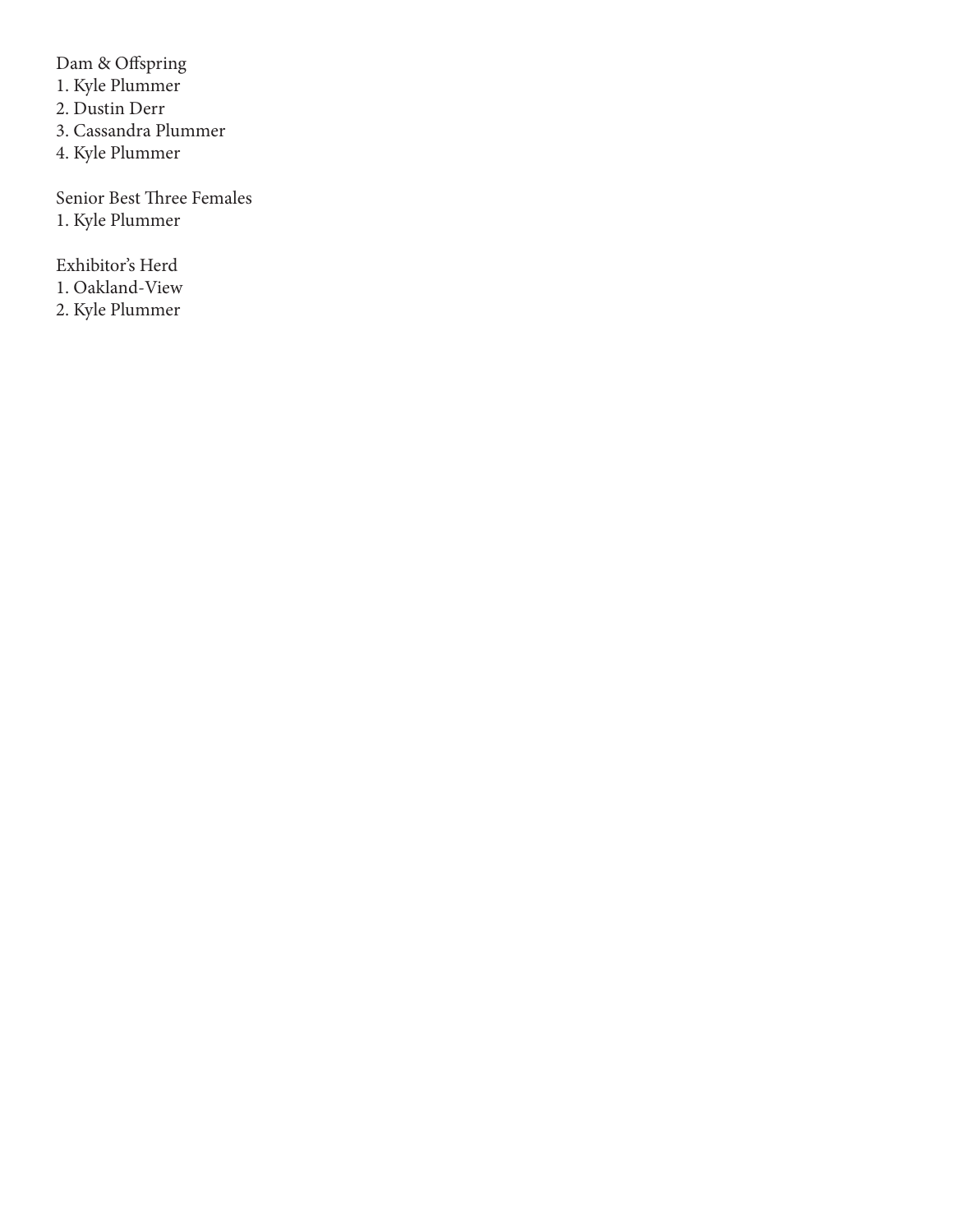Dam & Offspring
1. Kyle Plummer
2. Dustin Derr
3. Cassandra Plummer
4. Kyle Plummer

Senior Best Three Females
1. Kyle Plummer

Exhibitor's Herd
1. Oakland-View
2. Kyle Plummer